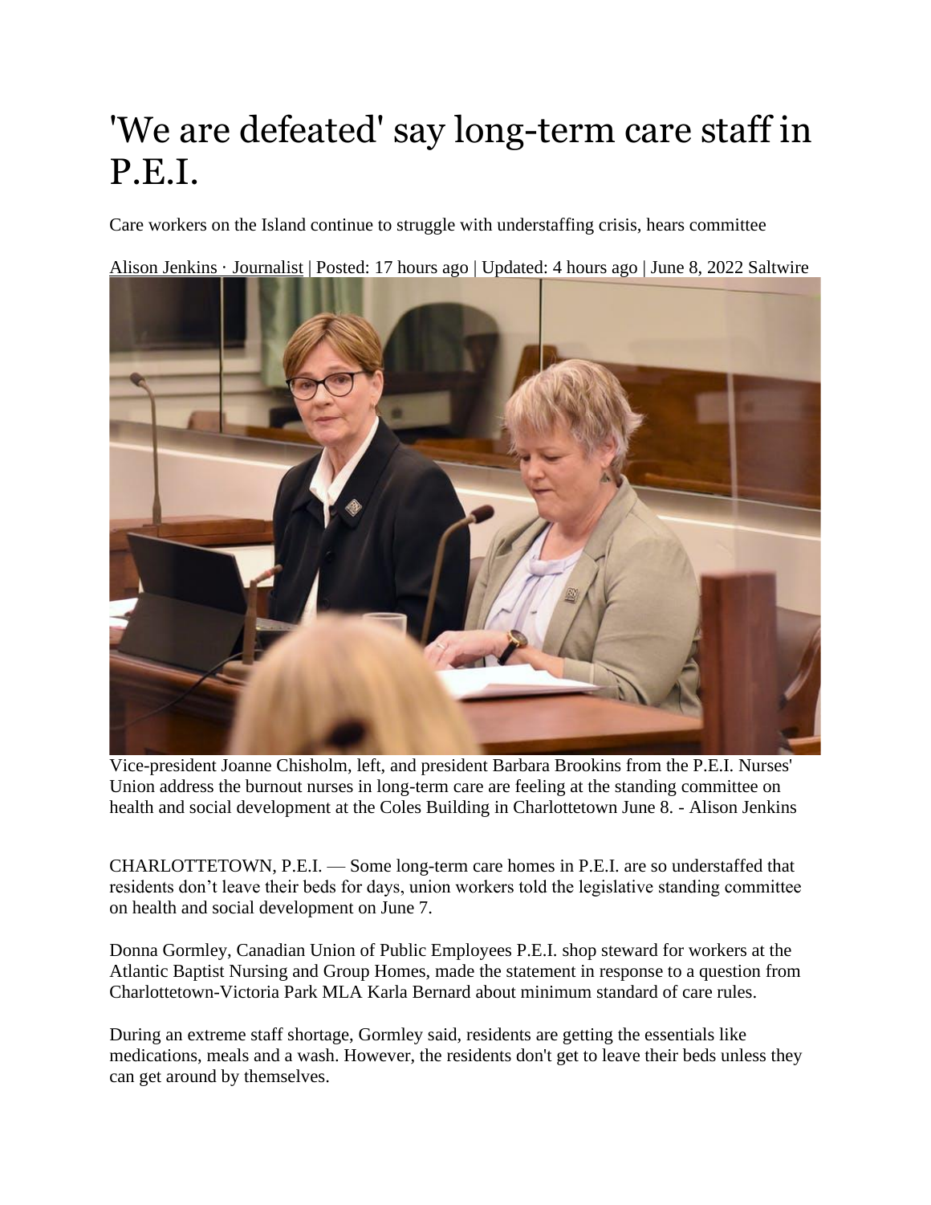# 'We are defeated' say long-term care staff in P.E.I.

Care workers on the Island continue to struggle with understaffing crisis, hears committee

Alison Jenkins · Journalist | Posted: 17 hours ago | Updated: 4 hours ago | June 8, 2022 Saltwire

Vice-president Joanne Chisholm, left, and president Barbara Brookins from the P.E.I. Nurses' Union address the burnout nurses in long-term care are feeling at the standing committee on health and social development at the Coles Building in Charlottetown June 8. - Alison Jenkins

CHARLOTTETOWN, P.E.I. — Some long-term care homes in P.E.I. are so understaffed that residents don't leave their beds for days, union workers told the legislative standing committee on health and social development on June 7.

Donna Gormley, Canadian Union of Public Employees P.E.I. shop steward for workers at the Atlantic Baptist Nursing and Group Homes, made the statement in response to a question from Charlottetown-Victoria Park MLA Karla Bernard about minimum standard of care rules.

During an extreme staff shortage, Gormley said, residents are getting the essentials like medications, meals and a wash. However, the residents don't get to leave their beds unless they can get around by themselves.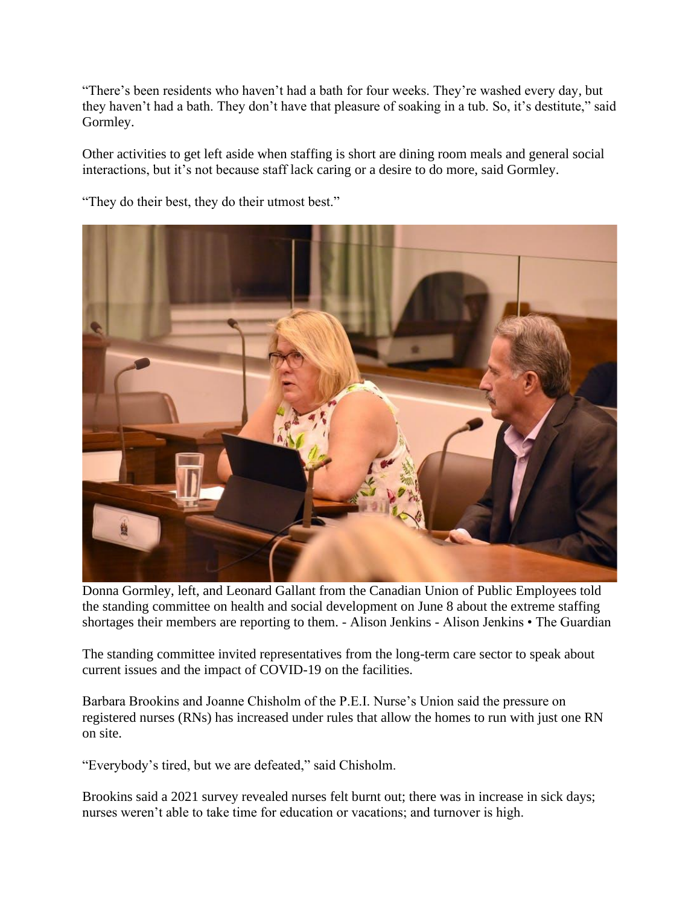"There's been residents who haven't had a bath for four weeks. They're washed every day, but they haven't had a bath. They don't have that pleasure of soaking in a tub. So, it's destitute," said Gormley.

Other activities to get left aside when staffing is short are dining room meals and general social interactions, but it's not because staff lack caring or a desire to do more, said Gormley.

"They do their best, they do their utmost best."

Donna Gormley, left, and Leonard Gallant from the Canadian Union of Public Employees told the standing committee on health and social development on June 8 about the extreme staffing shortages their members are reporting to them. - Alison Jenkins - Alison Jenkins • The Guardian

The standing committee invited representatives from the long-term care sector to speak about current issues and the impact of COVID-19 on the facilities.

Barbara Brookins and Joanne Chisholm of the P.E.I. Nurse's Union said the pressure on registered nurses (RNs) has increased under rules that allow the homes to run with just one RN on site.

"Everybody's tired, but we are defeated," said Chisholm.

Brookins said a 2021 survey revealed nurses felt burnt out; there was in increase in sick days; nurses weren't able to take time for education or vacations; and turnover is high.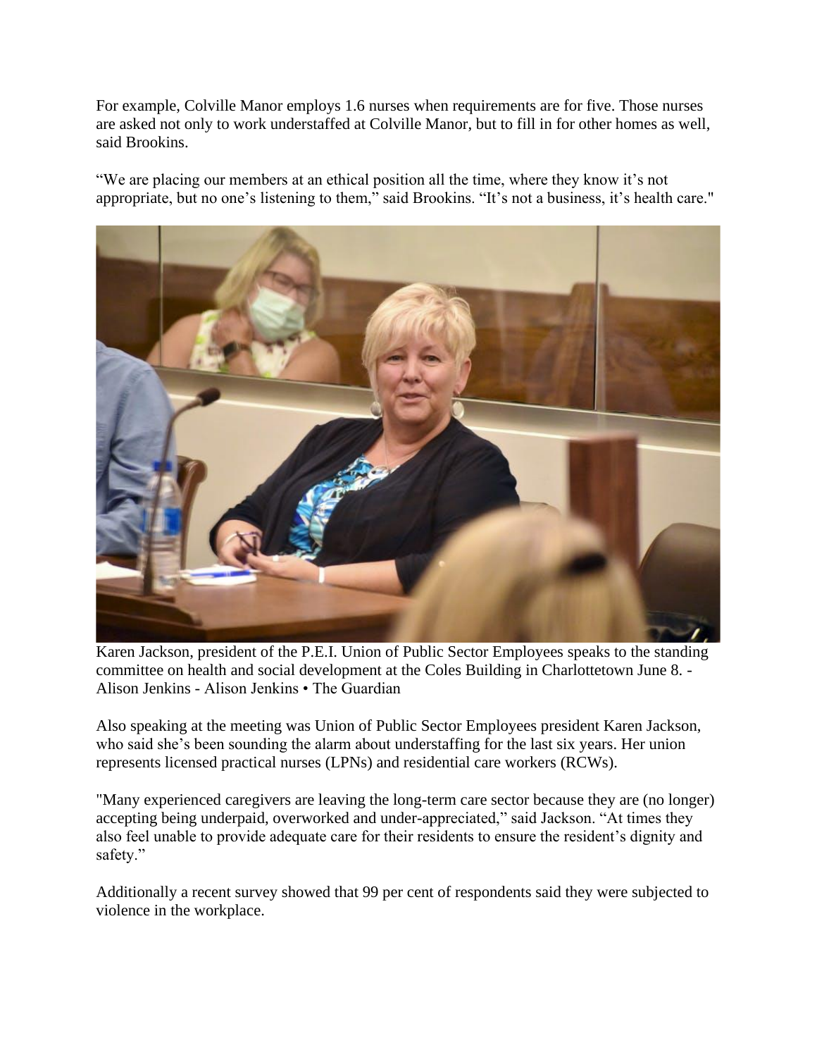For example, Colville Manor employs 1.6 nurses when requirements are for five. Those nurses are asked not only to work understaffed at Colville Manor, but to fill in for other homes as well, said Brookins.

"We are placing our members at an ethical position all the time, where they know it's not appropriate, but no one's listening to them," said Brookins. "It's not a business, it's health care."

Karen Jackson, president of the P.E.I. Union of Public Sector Employees speaks to the standing committee on health and social development at the Coles Building in Charlottetown June 8. - Alison Jenkins - Alison Jenkins • The Guardian

Also speaking at the meeting was Union of Public Sector Employees president Karen Jackson, who said she's been sounding the alarm about understaffing for the last six years. Her union represents licensed practical nurses (LPNs) and residential care workers (RCWs).

"Many experienced caregivers are leaving the long-term care sector because they are (no longer) accepting being underpaid, overworked and under-appreciated," said Jackson. "At times they also feel unable to provide adequate care for their residents to ensure the resident's dignity and safety."

Additionally a recent survey showed that 99 per cent of respondents said they were subjected to violence in the workplace.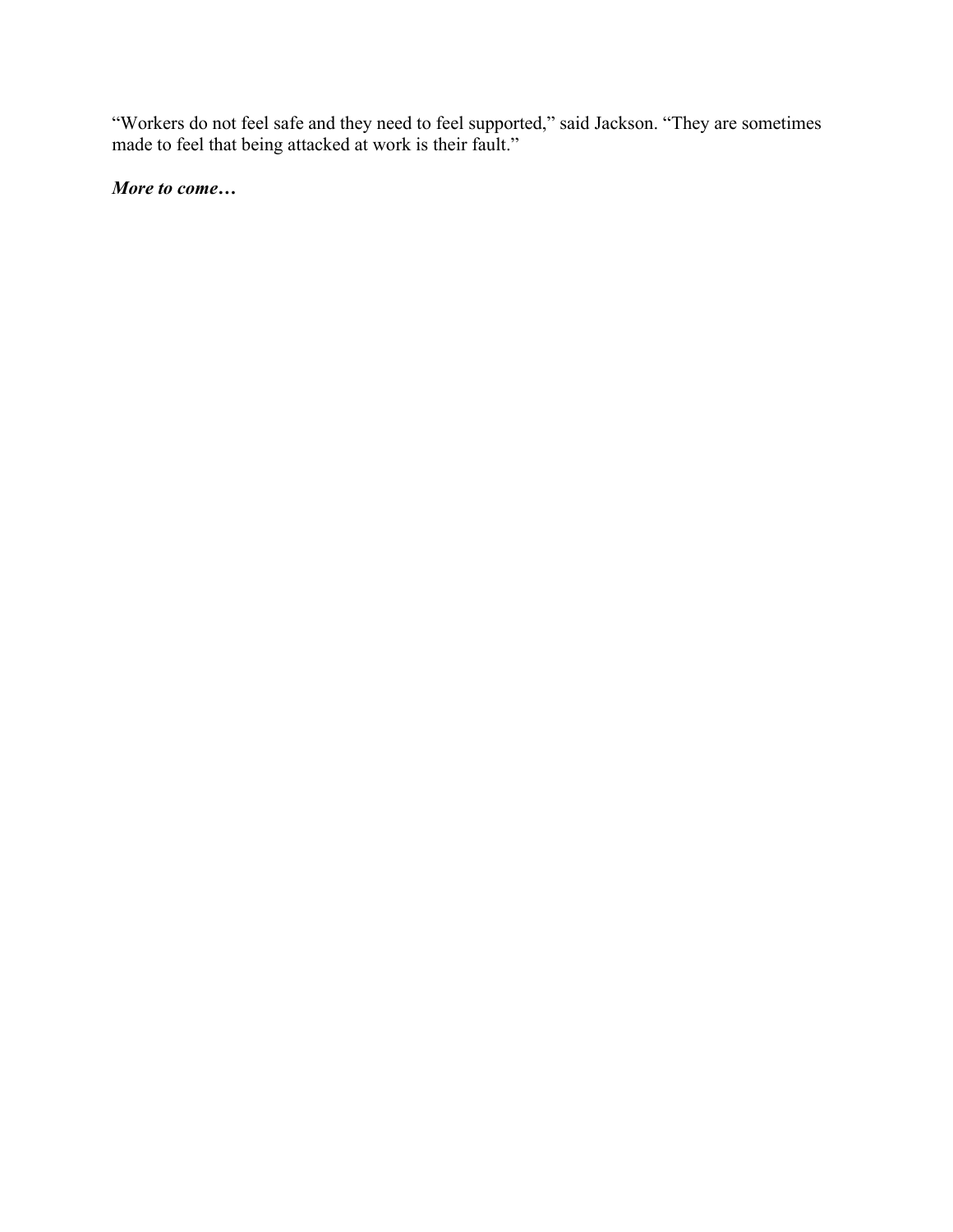“Workers do not feel safe and they need to feel supported,” said Jackson. “They are sometimes made to feel that being attacked at work is their fault.”

***More to come…***